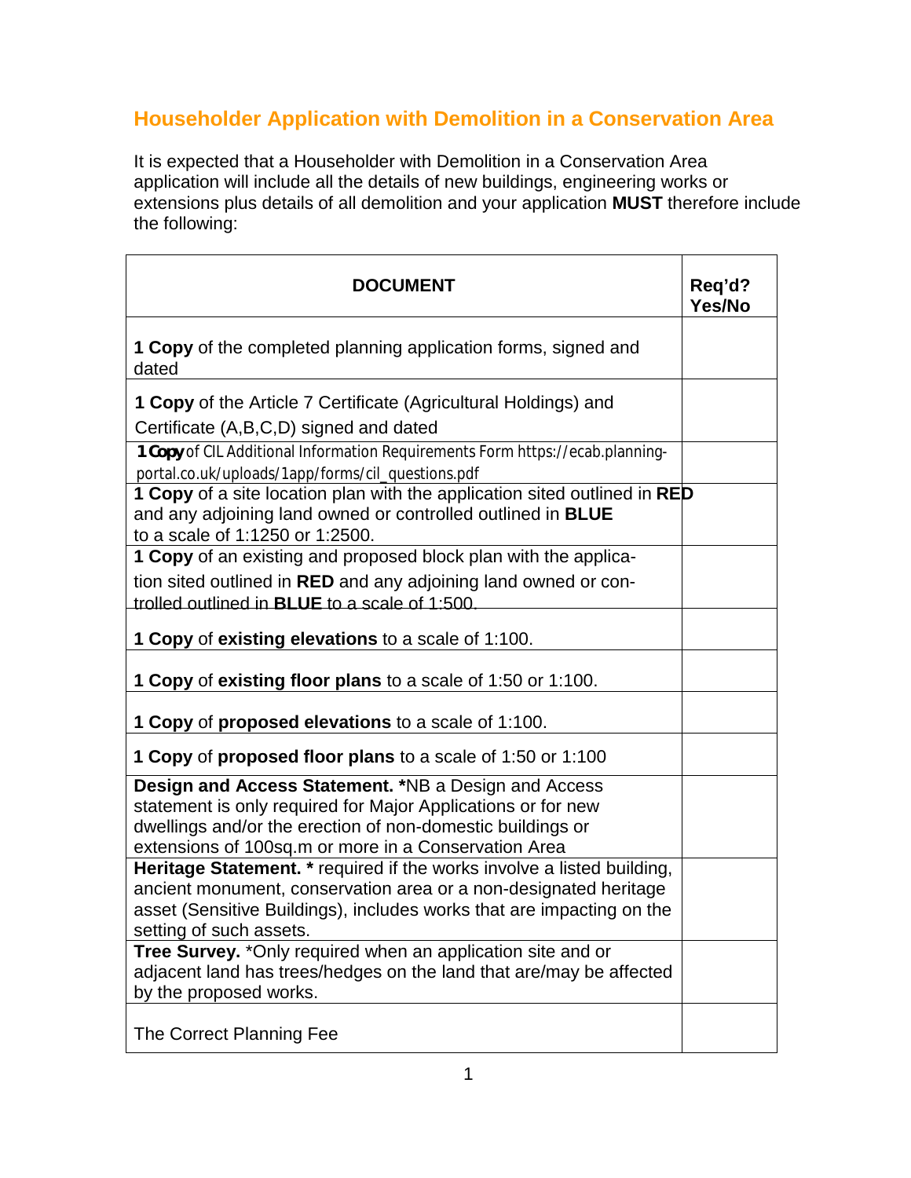# Householder Application with Demolition in a Conservation Area

It is expected that a Householder with Demolition in a Conservation Area application will include all the details of new buildings, engineering works or extensions plus details of all demolition and your application **MUST** therefore include the following:

| DOCUMENT | Req'd? Yes/No |
|---|---|
| **1 Copy** of the completed planning application forms, signed and dated | |
| **1 Copy** of the Article 7 Certificate (Agricultural Holdings) and Certificate (A,B,C,D) signed and dated | |
| **1 Copy** of CIL Additional Information Requirements Form https://ecab.planning-portal.co.uk/uploads/1app/forms/cil_questions.pdf | |
| **1 Copy** of a site location plan with the application sited outlined in **RED** and any adjoining land owned or controlled outlined in **BLUE** to a scale of 1:1250 or 1:2500. | |
| **1 Copy** of an existing and proposed block plan with the application sited outlined in **RED** and any adjoining land owned or controlled outlined in **BLUE** to a scale of 1:500. | |
| **1 Copy** of **existing elevations** to a scale of 1:100. | |
| **1 Copy** of **existing floor plans** to a scale of 1:50 or 1:100. | |
| **1 Copy** of **proposed elevations** to a scale of 1:100. | |
| **1 Copy** of **proposed floor plans** to a scale of 1:50 or 1:100 | |
| **Design and Access Statement. \***NB a Design and Access statement is only required for Major Applications or for new dwellings and/or the erection of non-domestic buildings or extensions of 100sq.m or more in a Conservation Area | |
| **Heritage Statement. \*** required if the works involve a listed building, ancient monument, conservation area or a non-designated heritage asset (Sensitive Buildings), includes works that are impacting on the setting of such assets. | |
| **Tree Survey.** \*Only required when an application site and or adjacent land has trees/hedges on the land that are/may be affected by the proposed works. | |
| The Correct Planning Fee | |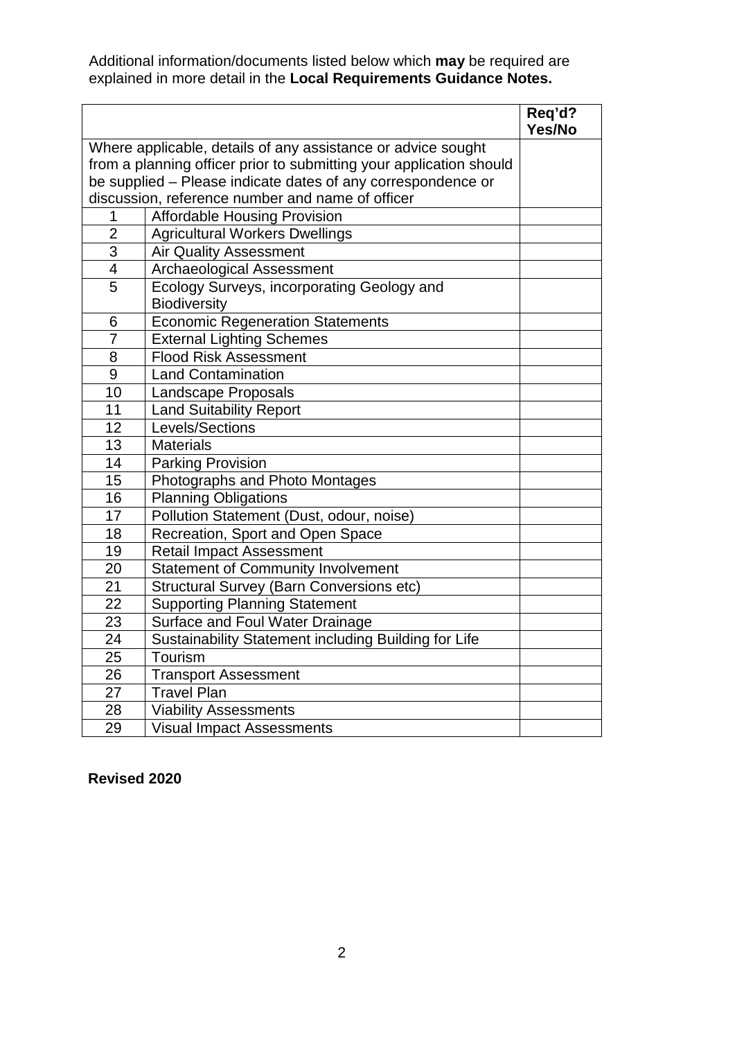Additional information/documents listed below which **may** be required are explained in more detail in the **Local Requirements Guidance Notes.**

| | | **Req'd? Yes/No** |
|---|---|---|
| Where applicable, details of any assistance or advice sought from a planning officer prior to submitting your application should be supplied – Please indicate dates of any correspondence or discussion, reference number and name of officer | | |
| 1 | Affordable Housing Provision | |
| 2 | Agricultural Workers Dwellings | |
| 3 | Air Quality Assessment | |
| 4 | Archaeological Assessment | |
| 5 | Ecology Surveys, incorporating Geology and Biodiversity | |
| 6 | Economic Regeneration Statements | |
| 7 | External Lighting Schemes | |
| 8 | Flood Risk Assessment | |
| 9 | Land Contamination | |
| 10 | Landscape Proposals | |
| 11 | Land Suitability Report | |
| 12 | Levels/Sections | |
| 13 | Materials | |
| 14 | Parking Provision | |
| 15 | Photographs and Photo Montages | |
| 16 | Planning Obligations | |
| 17 | Pollution Statement (Dust, odour, noise) | |
| 18 | Recreation, Sport and Open Space | |
| 19 | Retail Impact Assessment | |
| 20 | Statement of Community Involvement | |
| 21 | Structural Survey (Barn Conversions etc) | |
| 22 | Supporting Planning Statement | |
| 23 | Surface and Foul Water Drainage | |
| 24 | Sustainability Statement including Building for Life | |
| 25 | Tourism | |
| 26 | Transport Assessment | |
| 27 | Travel Plan | |
| 28 | Viability Assessments | |
| 29 | Visual Impact Assessments | |

**Revised 2020**